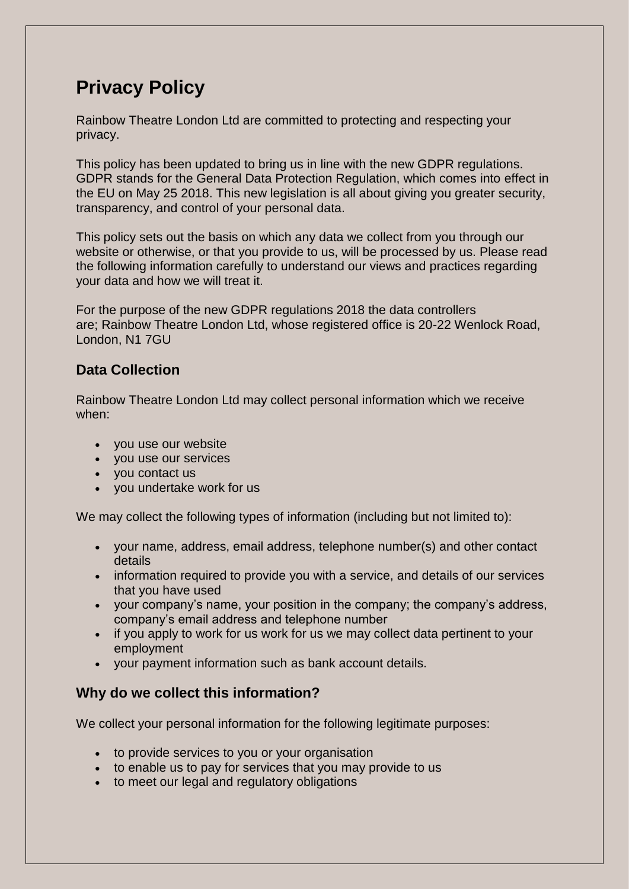# Privacy Policy

Rainbow Theatre London Ltd are committed to protecting and respecting your privacy.

This policy has been updated to bring us in line with the new GDPR regulations. GDPR stands for the General Data Protection Regulation, which comes into effect in the EU on May 25 2018. This new legislation is all about giving you greater security, transparency, and control of your personal data.

This policy sets out the basis on which any data we collect from you through our website or otherwise, or that you provide to us, will be processed by us. Please read the following information carefully to understand our views and practices regarding your data and how we will treat it.

For the purpose of the new GDPR regulations 2018 the data controllers are; Rainbow Theatre London Ltd, whose registered office is 20-22 Wenlock Road, London, N1 7GU

## Data Collection

Rainbow Theatre London Ltd may collect personal information which we receive when:

- you use our website
- you use our services
- you contact us
- you undertake work for us

We may collect the following types of information (including but not limited to):

- your name, address, email address, telephone number(s) and other contact details
- information required to provide you with a service, and details of our services that you have used
- your company's name, your position in the company; the company's address, company's email address and telephone number
- if you apply to work for us work for us we may collect data pertinent to your employment
- your payment information such as bank account details.

## Why do we collect this information?

We collect your personal information for the following legitimate purposes:

- to provide services to you or your organisation
- to enable us to pay for services that you may provide to us
- to meet our legal and regulatory obligations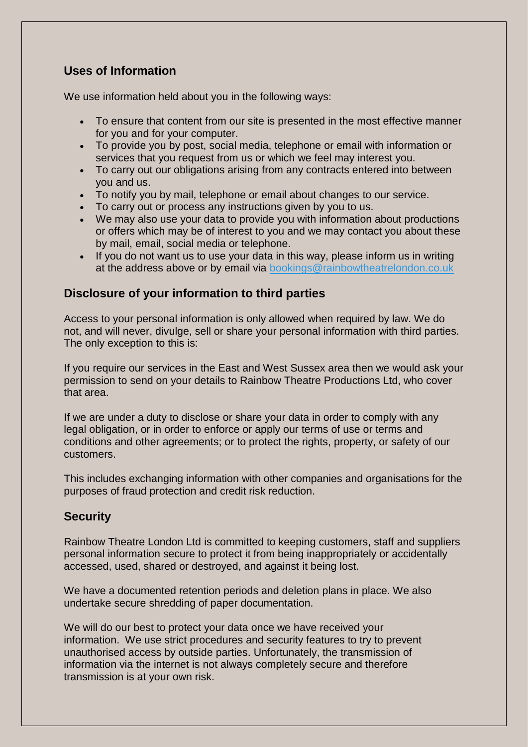## Uses of Information

We use information held about you in the following ways:

- To ensure that content from our site is presented in the most effective manner for you and for your computer.
- To provide you by post, social media, telephone or email with information or services that you request from us or which we feel may interest you.
- To carry out our obligations arising from any contracts entered into between you and us.
- To notify you by mail, telephone or email about changes to our service.
- To carry out or process any instructions given by you to us.
- We may also use your data to provide you with information about productions or offers which may be of interest to you and we may contact you about these by mail, email, social media or telephone.
- If you do not want us to use your data in this way, please inform us in writing at the address above or by email via bookings@rainbowtheatrelondon.co.uk

## Disclosure of your information to third parties

Access to your personal information is only allowed when required by law. We do not, and will never, divulge, sell or share your personal information with third parties. The only exception to this is:

If you require our services in the East and West Sussex area then we would ask your permission to send on your details to Rainbow Theatre Productions Ltd, who cover that area.

If we are under a duty to disclose or share your data in order to comply with any legal obligation, or in order to enforce or apply our terms of use or terms and conditions and other agreements; or to protect the rights, property, or safety of our customers.

This includes exchanging information with other companies and organisations for the purposes of fraud protection and credit risk reduction.

## Security

Rainbow Theatre London Ltd is committed to keeping customers, staff and suppliers personal information secure to protect it from being inappropriately or accidentally accessed, used, shared or destroyed, and against it being lost.

We have a documented retention periods and deletion plans in place. We also undertake secure shredding of paper documentation.

We will do our best to protect your data once we have received your information. We use strict procedures and security features to try to prevent unauthorised access by outside parties. Unfortunately, the transmission of information via the internet is not always completely secure and therefore transmission is at your own risk.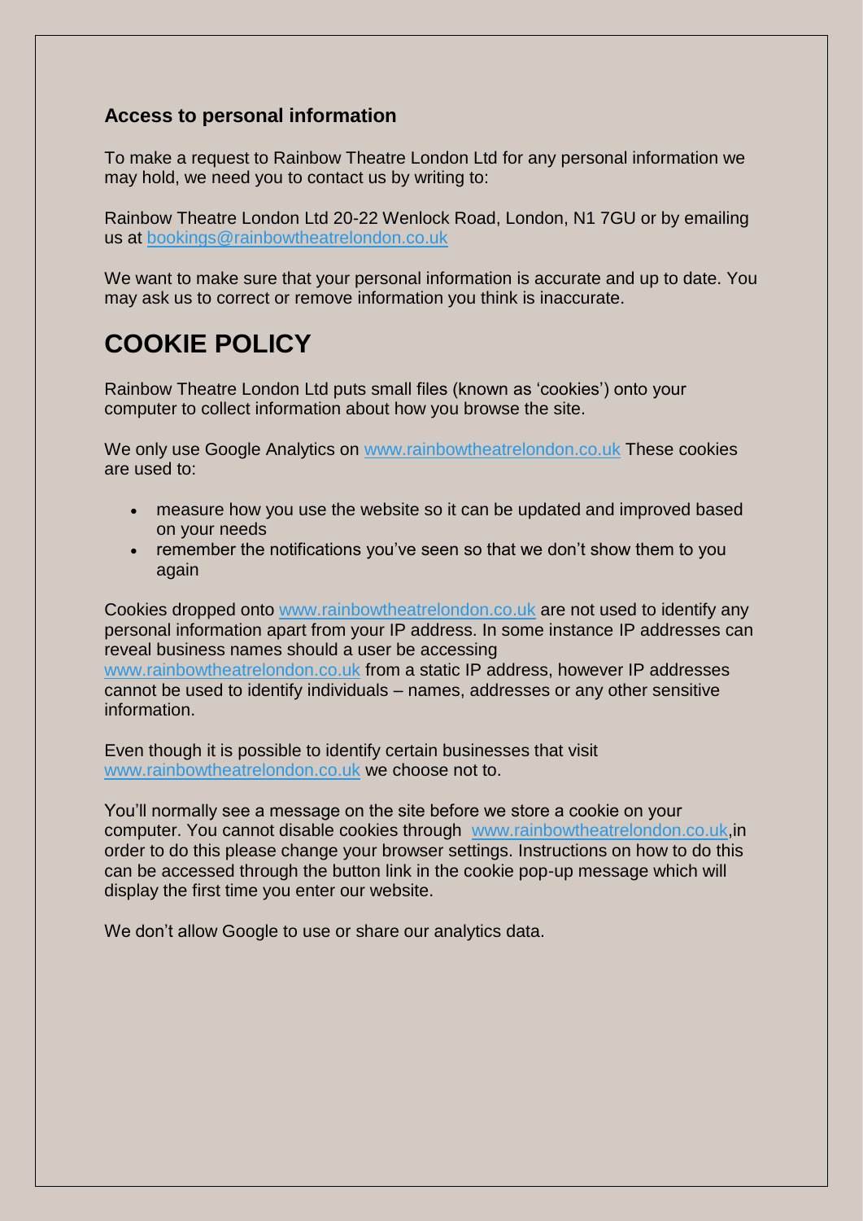### Access to personal information

To make a request to Rainbow Theatre London Ltd for any personal information we may hold, we need you to contact us by writing to:

Rainbow Theatre London Ltd 20-22 Wenlock Road, London, N1 7GU or by emailing us at bookings@rainbowtheatrelondon.co.uk

We want to make sure that your personal information is accurate and up to date. You may ask us to correct or remove information you think is inaccurate.

## COOKIE POLICY

Rainbow Theatre London Ltd puts small files (known as 'cookies') onto your computer to collect information about how you browse the site.

We only use Google Analytics on www.rainbowtheatrelondon.co.uk These cookies are used to:

- measure how you use the website so it can be updated and improved based on your needs
- remember the notifications you've seen so that we don't show them to you again

Cookies dropped onto www.rainbowtheatrelondon.co.uk are not used to identify any personal information apart from your IP address. In some instance IP addresses can reveal business names should a user be accessing www.rainbowtheatrelondon.co.uk from a static IP address, however IP addresses cannot be used to identify individuals – names, addresses or any other sensitive information.

Even though it is possible to identify certain businesses that visit www.rainbowtheatrelondon.co.uk we choose not to.

You'll normally see a message on the site before we store a cookie on your computer. You cannot disable cookies through www.rainbowtheatrelondon.co.uk,in order to do this please change your browser settings. Instructions on how to do this can be accessed through the button link in the cookie pop-up message which will display the first time you enter our website.

We don't allow Google to use or share our analytics data.